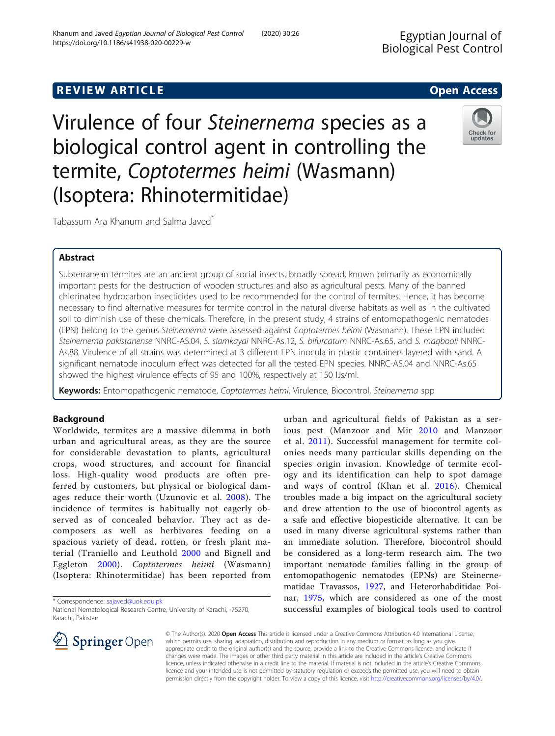REVIEW ARTICLE

Open Access

# Virulence of four *Steinernema* species as a biological control agent in controlling the termite, *Coptotermes heimi* (Wasmann) (Isoptera: Rhinotermitidae)

Tabassum Ara Khanum and Salma Javed[*]

## Abstract

Subterranean termites are an ancient group of social insects, broadly spread, known primarily as economically important pests for the destruction of wooden structures and also as agricultural pests. Many of the banned chlorinated hydrocarbon insecticides used to be recommended for the control of termites. Hence, it has become necessary to find alternative measures for termite control in the natural diverse habitats as well as in the cultivated soil to diminish use of these chemicals. Therefore, in the present study, 4 strains of entomopathogenic nematodes (EPN) belong to the genus *Steinernema* were assessed against *Coptotermes heimi* (Wasmann). These EPN included *Steinernema pakistanense* NNRC-AS.04, *S. siamkayai* NNRC-As.12, *S. bifurcatum* NNRC-As.65, and *S. maqbooli* NNRC-As.88. Virulence of all strains was determined at 3 different EPN inocula in plastic containers layered with sand. A significant nematode inoculum effect was detected for all the tested EPN species. NNRC-AS.04 and NNRC-As.65 showed the highest virulence effects of 95 and 100%, respectively at 150 IJs/ml.

**Keywords:** Entomopathogenic nematode, *Coptotermes heimi*, Virulence, Biocontrol, *Steinernema* spp

## Background

Worldwide, termites are a massive dilemma in both urban and agricultural areas, as they are the source for considerable devastation to plants, agricultural crops, wood structures, and account for financial loss. High-quality wood products are often preferred by customers, but physical or biological damages reduce their worth (Uzunovic et al. 2008). The incidence of termites is habitually not eagerly observed as of concealed behavior. They act as decomposers as well as herbivores feeding on a spacious variety of dead, rotten, or fresh plant material (Traniello and Leuthold 2000 and Bignell and Eggleton 2000). *Coptotermes heimi* (Wasmann) (Isoptera: Rhinotermitidae) has been reported from urban and agricultural fields of Pakistan as a serious pest (Manzoor and Mir 2010 and Manzoor et al. 2011). Successful management for termite colonies needs many particular skills depending on the species origin invasion. Knowledge of termite ecology and its identification can help to spot damage and ways of control (Khan et al. 2016). Chemical troubles made a big impact on the agricultural society and drew attention to the use of biocontrol agents as a safe and effective biopesticide alternative. It can be used in many diverse agricultural systems rather than an immediate solution. Therefore, biocontrol should be considered as a long-term research aim. The two important nematode families falling in the group of entomopathogenic nematodes (EPNs) are Steinernematidae Travassos, 1927, and Heterorhabditidae Poinar, 1975, which are considered as one of the most successful examples of biological tools used to control

* Correspondence: sajaved@uok.edu.pk
National Nematological Research Centre, University of Karachi, -75270, Karachi, Pakistan

© The Author(s). 2020 **Open Access** This article is licensed under a Creative Commons Attribution 4.0 International License, which permits use, sharing, adaptation, distribution and reproduction in any medium or format, as long as you give appropriate credit to the original author(s) and the source, provide a link to the Creative Commons licence, and indicate if changes were made. The images or other third party material in this article are included in the article's Creative Commons licence, unless indicated otherwise in a credit line to the material. If material is not included in the article's Creative Commons licence and your intended use is not permitted by statutory regulation or exceeds the permitted use, you will need to obtain permission directly from the copyright holder. To view a copy of this licence, visit http://creativecommons.org/licenses/by/4.0/.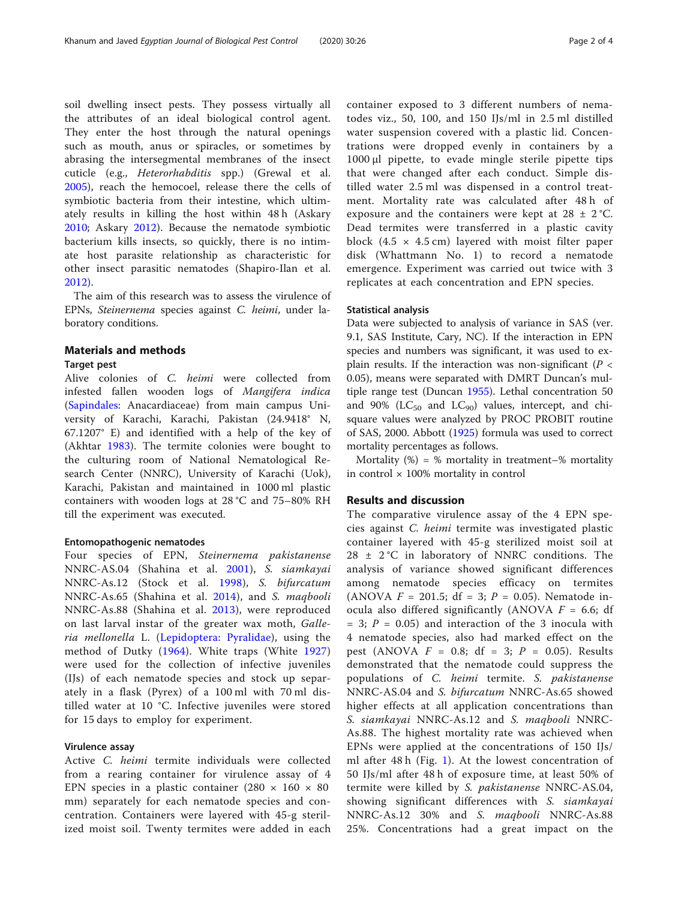soil dwelling insect pests. They possess virtually all the attributes of an ideal biological control agent. They enter the host through the natural openings such as mouth, anus or spiracles, or sometimes by abrasing the intersegmental membranes of the insect cuticle (e.g., *Heterorhabditis* spp.) (Grewal et al. 2005), reach the hemocoel, release there the cells of symbiotic bacteria from their intestine, which ultimately results in killing the host within 48 h (Askary 2010; Askary 2012). Because the nematode symbiotic bacterium kills insects, so quickly, there is no intimate host parasite relationship as characteristic for other insect parasitic nematodes (Shapiro-Ilan et al. 2012).

The aim of this research was to assess the virulence of EPNs, *Steinernema* species against *C. heimi*, under laboratory conditions.

## Materials and methods

### Target pest

Alive colonies of *C. heimi* were collected from infested fallen wooden logs of *Mangifera indica* (Sapindales: Anacardiaceae) from main campus University of Karachi, Karachi, Pakistan (24.9418° N, 67.1207° E) and identified with a help of the key of (Akhtar 1983). The termite colonies were bought to the culturing room of National Nematological Research Center (NNRC), University of Karachi (Uok), Karachi, Pakistan and maintained in 1000 ml plastic containers with wooden logs at 28 °C and 75–80% RH till the experiment was executed.

### Entomopathogenic nematodes

Four species of EPN, *Steinernema pakistanense* NNRC-AS.04 (Shahina et al. 2001), *S. siamkayai* NNRC-As.12 (Stock et al. 1998), *S. bifurcatum* NNRC-As.65 (Shahina et al. 2014), and *S. maqbooli* NNRC-As.88 (Shahina et al. 2013), were reproduced on last larval instar of the greater wax moth, *Galleria mellonella* L. (Lepidoptera: Pyralidae), using the method of Dutky (1964). White traps (White 1927) were used for the collection of infective juveniles (IJs) of each nematode species and stock up separately in a flask (Pyrex) of a 100 ml with 70 ml distilled water at 10 °C. Infective juveniles were stored for 15 days to employ for experiment.

### Virulence assay

Active *C. heimi* termite individuals were collected from a rearing container for virulence assay of 4 EPN species in a plastic container (280 × 160 × 80 mm) separately for each nematode species and concentration. Containers were layered with 45-g sterilized moist soil. Twenty termites were added in each container exposed to 3 different numbers of nematodes viz., 50, 100, and 150 IJs/ml in 2.5 ml distilled water suspension covered with a plastic lid. Concentrations were dropped evenly in containers by a 1000 μl pipette, to evade mingle sterile pipette tips that were changed after each conduct. Simple distilled water 2.5 ml was dispensed in a control treatment. Mortality rate was calculated after 48 h of exposure and the containers were kept at 28 ± 2 °C. Dead termites were transferred in a plastic cavity block (4.5 × 4.5 cm) layered with moist filter paper disk (Whattmann No. 1) to record a nematode emergence. Experiment was carried out twice with 3 replicates at each concentration and EPN species.

### Statistical analysis

Data were subjected to analysis of variance in SAS (ver. 9.1, SAS Institute, Cary, NC). If the interaction in EPN species and numbers was significant, it was used to explain results. If the interaction was non-significant ($P < 0.05$), means were separated with DMRT Duncan's multiple range test (Duncan 1955). Lethal concentration 50 and 90% ($LC_{50}$ and $LC_{90}$) values, intercept, and chi-square values were analyzed by PROC PROBIT routine of SAS, 2000. Abbott (1925) formula was used to correct mortality percentages as follows.

Mortality (%) = % mortality in treatment−% mortality in control × 100% mortality in control

## Results and discussion

The comparative virulence assay of the 4 EPN species against *C. heimi* termite was investigated plastic container layered with 45-g sterilized moist soil at 28 ± 2 °C in laboratory of NNRC conditions. The analysis of variance showed significant differences among nematode species efficacy on termites (ANOVA $F = 201.5$; df = 3; $P = 0.05$). Nematode inocula also differed significantly (ANOVA $F = 6.6$; df = 3; $P = 0.05$) and interaction of the 3 inocula with 4 nematode species, also had marked effect on the pest (ANOVA $F = 0.8$; df = 3; $P = 0.05$). Results demonstrated that the nematode could suppress the populations of *C. heimi* termite. *S. pakistanense* NNRC-AS.04 and *S. bifurcatum* NNRC-As.65 showed higher effects at all application concentrations than *S. siamkayai* NNRC-As.12 and *S. maqbooli* NNRC-As.88. The highest mortality rate was achieved when EPNs were applied at the concentrations of 150 IJs/ml after 48 h (Fig. 1). At the lowest concentration of 50 IJs/ml after 48 h of exposure time, at least 50% of termite were killed by *S. pakistanense* NNRC-AS.04, showing significant differences with *S. siamkayai* NNRC-As.12 30% and *S. maqbooli* NNRC-As.88 25%. Concentrations had a great impact on the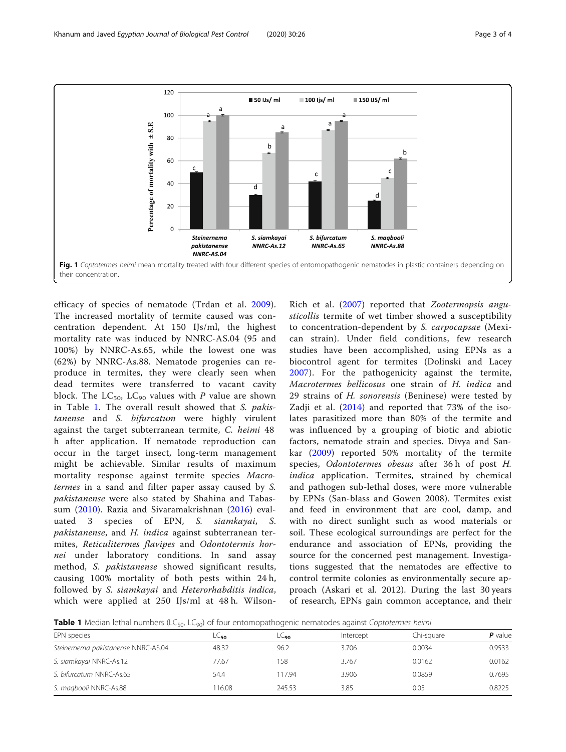Fig. 1 *Coptotermes heimi* mean mortality treated with four different species of entomopathogenic nematodes in plastic containers depending on their concentration.

efficacy of species of nematode (Trdan et al. 2009). The increased mortality of termite caused was concentration dependent. At 150 IJs/ml, the highest mortality rate was induced by NNRC-AS.04 (95 and 100%) by NNRC-As.65, while the lowest one was (62%) by NNRC-As.88. Nematode progenies can reproduce in termites, they were clearly seen when dead termites were transferred to vacant cavity block. The $LC_{50}$, $LC_{90}$ values with $P$ value are shown in Table 1. The overall result showed that *S. pakistanense* and *S. bifurcatum* were highly virulent against the target subterranean termite, *C. heimi* 48 h after application. If nematode reproduction can occur in the target insect, long-term management might be achievable. Similar results of maximum mortality response against termite species *Macrotermes* in a sand and filter paper assay caused by *S. pakistanense* were also stated by Shahina and Tabassum (2010). Razia and Sivaramakrishnan (2016) evaluated 3 species of EPN, *S. siamkayai*, *S. pakistanense*, and *H. indica* against subterranean termites, *Reticulitermes flavipes* and *Odontotermis hornei* under laboratory conditions. In sand assay method, *S. pakistanense* showed significant results, causing 100% mortality of both pests within 24 h, followed by *S. siamkayai* and *Heterorhabditis indica*, which were applied at 250 IJs/ml at 48 h. Wilson-Rich et al. (2007) reported that *Zootermopsis angusticollis* termite of wet timber showed a susceptibility to concentration-dependent by *S. carpocapsae* (Mexican strain). Under field conditions, few research studies have been accomplished, using EPNs as a biocontrol agent for termites (Dolinski and Lacey 2007). For the pathogenicity against the termite, *Macrotermes bellicosus* one strain of *H. indica* and 29 strains of *H. sonorensis* (Beninese) were tested by Zadji et al. (2014) and reported that 73% of the isolates parasitized more than 80% of the termite and was influenced by a grouping of biotic and abiotic factors, nematode strain and species. Divya and Sankar (2009) reported 50% mortality of the termite species, *Odontotermes obesus* after 36 h of post *H. indica* application. Termites, strained by chemical and pathogen sub-lethal doses, were more vulnerable by EPNs (San-blass and Gowen 2008). Termites exist and feed in environment that are cool, damp, and with no direct sunlight such as wood materials or soil. These ecological surroundings are perfect for the endurance and association of EPNs, providing the source for the concerned pest management. Investigations suggested that the nematodes are effective to control termite colonies as environmentally secure approach (Askari et al. 2012). During the last 30 years of research, EPNs gain common acceptance, and their

**Table 1** Median lethal numbers ($LC_{50}$, $LC_{90}$) of four entomopathogenic nematodes against *Coptotermes heimi*

| EPN species | $LC_{50}$ | $LC_{90}$ | Intercept | Chi-square | $P$ value |
|---|---|---|---|---|---|
| *Steinernema pakistanense* NNRC-AS.04 | 48.32 | 96.2 | 3.706 | 0.0034 | 0.9533 |
| *S. siamkayai* NNRC-As.12 | 77.67 | 158 | 3.767 | 0.0162 | 0.0162 |
| *S. bifurcatum* NNRC-As.65 | 54.4 | 117.94 | 3.906 | 0.0859 | 0.7695 |
| *S. maqbooli* NNRC-As.88 | 116.08 | 245.53 | 3.85 | 0.05 | 0.8225 |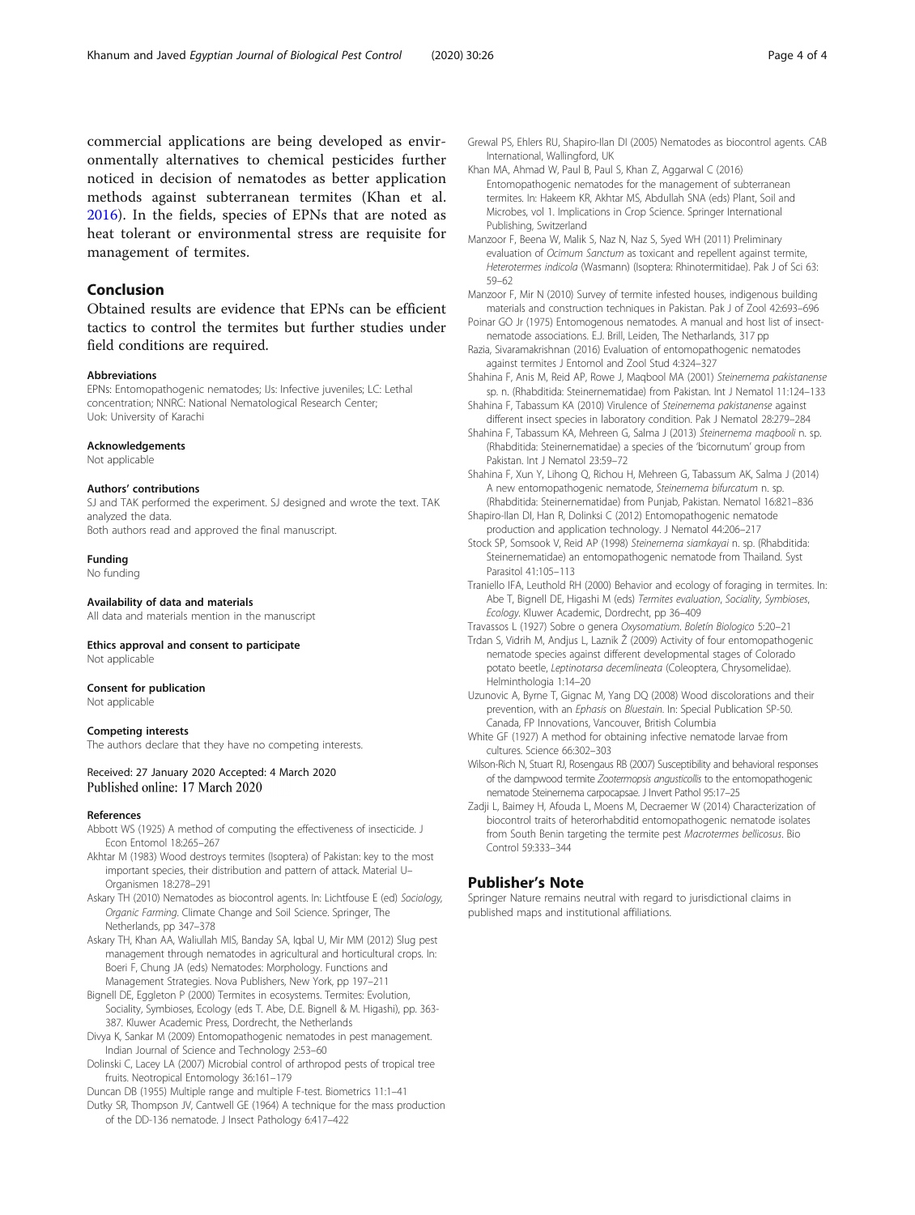commercial applications are being developed as environmentally alternatives to chemical pesticides further noticed in decision of nematodes as better application methods against subterranean termites (Khan et al. 2016). In the fields, species of EPNs that are noted as heat tolerant or environmental stress are requisite for management of termites.

## Conclusion

Obtained results are evidence that EPNs can be efficient tactics to control the termites but further studies under field conditions are required.

#### Abbreviations

EPNs: Entomopathogenic nematodes; IJs: Infective juveniles; LC: Lethal concentration; NNRC: National Nematological Research Center; Uok: University of Karachi

#### Acknowledgements

Not applicable

#### Authors' contributions

SJ and TAK performed the experiment. SJ designed and wrote the text. TAK analyzed the data.
Both authors read and approved the final manuscript.

#### Funding

No funding

#### Availability of data and materials

All data and materials mention in the manuscript

#### Ethics approval and consent to participate

Not applicable

#### Consent for publication

Not applicable

#### Competing interests

The authors declare that they have no competing interests.

Received: 27 January 2020 Accepted: 4 March 2020
Published online: 17 March 2020

#### References

Abbott WS (1925) A method of computing the effectiveness of insecticide. J Econ Entomol 18:265–267

Akhtar M (1983) Wood destroys termites (Isoptera) of Pakistan: key to the most important species, their distribution and pattern of attack. Material U–Organismen 18:278–291

Askary TH (2010) Nematodes as biocontrol agents. In: Lichtfouse E (ed) *Sociology, Organic Farming*. Climate Change and Soil Science. Springer, The Netherlands, pp 347–378

Askary TH, Khan AA, Waliullah MIS, Banday SA, Iqbal U, Mir MM (2012) Slug pest management through nematodes in agricultural and horticultural crops. In: Boeri F, Chung JA (eds) Nematodes: Morphology. Functions and Management Strategies. Nova Publishers, New York, pp 197–211

Bignell DE, Eggleton P (2000) Termites in ecosystems. Termites: Evolution, Sociality, Symbioses, Ecology (eds T. Abe, D.E. Bignell & M. Higashi), pp. 363-387. Kluwer Academic Press, Dordrecht, the Netherlands

Divya K, Sankar M (2009) Entomopathogenic nematodes in pest management. Indian Journal of Science and Technology 2:53–60

Dolinski C, Lacey LA (2007) Microbial control of arthropod pests of tropical tree fruits. Neotropical Entomology 36:161–179

Duncan DB (1955) Multiple range and multiple F-test. Biometrics 11:1–41

Dutky SR, Thompson JV, Cantwell GE (1964) A technique for the mass production of the DD-136 nematode. J Insect Pathology 6:417–422

Grewal PS, Ehlers RU, Shapiro-Ilan DI (2005) Nematodes as biocontrol agents. CAB International, Wallingford, UK

Khan MA, Ahmad W, Paul B, Paul S, Khan Z, Aggarwal C (2016) Entomopathogenic nematodes for the management of subterranean termites. In: Hakeem KR, Akhtar MS, Abdullah SNA (eds) Plant, Soil and Microbes, vol 1. Implications in Crop Science. Springer International Publishing, Switzerland

Manzoor F, Beena W, Malik S, Naz N, Naz S, Syed WH (2011) Preliminary evaluation of *Ocimum Sanctum* as toxicant and repellent against termite, *Heterotermes indicola* (Wasmann) (Isoptera: Rhinotermitidae). Pak J of Sci 63: 59–62

Manzoor F, Mir N (2010) Survey of termite infested houses, indigenous building materials and construction techniques in Pakistan. Pak J of Zool 42:693–696

Poinar GO Jr (1975) Entomogenous nematodes. A manual and host list of insect-nematode associations. E.J. Brill, Leiden, The Netherlands, 317 pp

Razia, Sivaramakrishnan (2016) Evaluation of entomopathogenic nematodes against termites J Entomol and Zool Stud 4:324–327

Shahina F, Anis M, Reid AP, Rowe J, Maqbool MA (2001) *Steinernema pakistanense* sp. n. (Rhabditida: Steinernematidae) from Pakistan. Int J Nematol 11:124–133

Shahina F, Tabassum KA (2010) Virulence of *Steinernema pakistanense* against different insect species in laboratory condition. Pak J Nematol 28:279–284

Shahina F, Tabassum KA, Mehreen G, Salma J (2013) *Steinernema maqbooli* n. sp. (Rhabditida: Steinernematidae) a species of the 'bicornutum' group from Pakistan. Int J Nematol 23:59–72

Shahina F, Xun Y, Lihong Q, Richou H, Mehreen G, Tabassum AK, Salma J (2014) A new entomopathogenic nematode, *Steinernema bifurcatum* n. sp. (Rhabditida: Steinernematidae) from Punjab, Pakistan. Nematol 16:821–836

Shapiro-Ilan DI, Han R, Dolinksi C (2012) Entomopathogenic nematode production and application technology. J Nematol 44:206–217

Stock SP, Somsook V, Reid AP (1998) *Steinernema siamkayai* n. sp. (Rhabditida: Steinernematidae) an entomopathogenic nematode from Thailand. Syst Parasitol 41:105–113

Traniello IFA, Leuthold RH (2000) Behavior and ecology of foraging in termites. In: Abe T, Bignell DE, Higashi M (eds) *Termites evaluation*, *Sociality*, *Symbioses*, *Ecology*. Kluwer Academic, Dordrecht, pp 36–409

Travassos L (1927) Sobre o genera *Oxysomatium*. *Boletín Biologico* 5:20–21

Trdan S, Vidrih M, Andjus L, Laznik Ž (2009) Activity of four entomopathogenic nematode species against different developmental stages of Colorado potato beetle, *Leptinotarsa decemlineata* (Coleoptera, Chrysomelidae). Helminthologia 1:14–20

Uzunovic A, Byrne T, Gignac M, Yang DQ (2008) Wood discolorations and their prevention, with an *Ephasis* on *Bluestain*. In: Special Publication SP-50. Canada, FP Innovations, Vancouver, British Columbia

White GF (1927) A method for obtaining infective nematode larvae from cultures. Science 66:302–303

Wilson-Rich N, Stuart RJ, Rosengaus RB (2007) Susceptibility and behavioral responses of the dampwood termite *Zootermopsis angusticollis* to the entomopathogenic nematode Steinernema carpocapsae. J Invert Pathol 95:17–25

Zadji L, Baimey H, Afouda L, Moens M, Decraemer W (2014) Characterization of biocontrol traits of heterorhabditid entomopathogenic nematode isolates from South Benin targeting the termite pest *Macrotermes bellicosus*. Bio Control 59:333–344

## Publisher's Note

Springer Nature remains neutral with regard to jurisdictional claims in published maps and institutional affiliations.